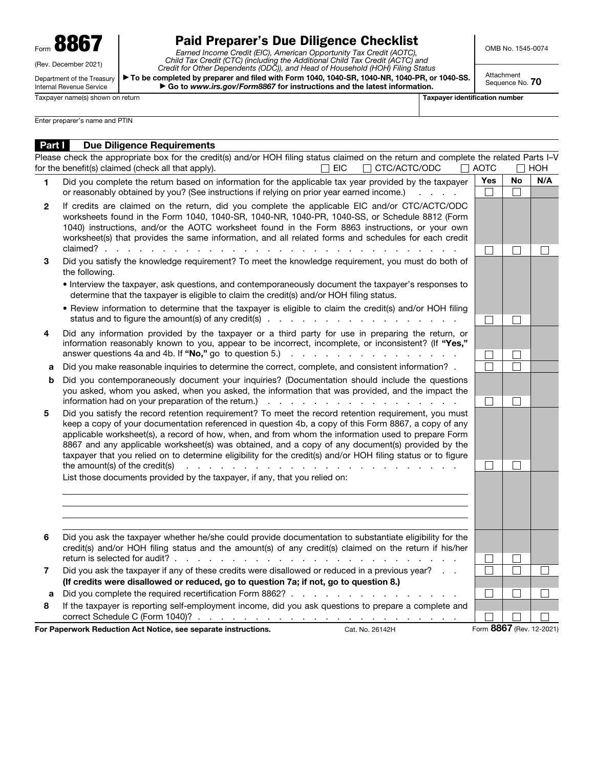Form **8867**

(Rev. December 2021)

Department of the Treasury
Internal Revenue Service

# Paid Preparer's Due Diligence Checklist

*Earned Income Credit (EIC), American Opportunity Tax Credit (AOTC), Child Tax Credit (CTC) (including the Additional Child Tax Credit (ACTC) and Credit for Other Dependents (ODC)), and Head of Household (HOH) Filing Status*

▶ **To be completed by preparer and filed with Form 1040, 1040-SR, 1040-NR, 1040-PR, or 1040-SS.**

▶ **Go to** ***www.irs.gov/Form8867*** **for instructions and the latest information.**

OMB No. 1545-0074

Attachment Sequence No. **70**

Taxpayer name(s) shown on return | **Taxpayer identification number**

Enter preparer's name and PTIN

## Part I Due Diligence Requirements

Please check the appropriate box for the credit(s) and/or HOH filing status claimed on the return and complete the related Parts I–V for the benefit(s) claimed (check all that apply). ☐ EIC ☐ CTC/ACTC/ODC ☐ AOTC ☐ HOH

| | | Yes | No | N/A |
|---|---|---|---|---|
| **1** | Did you complete the return based on information for the applicable tax year provided by the taxpayer or reasonably obtained by you? (See instructions if relying on prior year earned income.) | ☐ | ☐ | |
| **2** | If credits are claimed on the return, did you complete the applicable EIC and/or CTC/ACTC/ODC worksheets found in the Form 1040, 1040-SR, 1040-NR, 1040-PR, 1040-SS, or Schedule 8812 (Form 1040) instructions, and/or the AOTC worksheet found in the Form 8863 instructions, or your own worksheet(s) that provides the same information, and all related forms and schedules for each credit claimed? | ☐ | ☐ | ☐ |
| **3** | Did you satisfy the knowledge requirement? To meet the knowledge requirement, you must do both of the following.<br>• Interview the taxpayer, ask questions, and contemporaneously document the taxpayer's responses to determine that the taxpayer is eligible to claim the credit(s) and/or HOH filing status.<br>• Review information to determine that the taxpayer is eligible to claim the credit(s) and/or HOH filing status and to figure the amount(s) of any credit(s) | ☐ | ☐ | |
| **4** | Did any information provided by the taxpayer or a third party for use in preparing the return, or information reasonably known to you, appear to be incorrect, incomplete, or inconsistent? (If **"Yes,"** answer questions 4a and 4b. If **"No,"** go to question 5.) | ☐ | ☐ | |
| **a** | Did you make reasonable inquiries to determine the correct, complete, and consistent information? | ☐ | ☐ | |
| **b** | Did you contemporaneously document your inquiries? (Documentation should include the questions you asked, whom you asked, when you asked, the information that was provided, and the impact the information had on your preparation of the return.) | ☐ | ☐ | |
| **5** | Did you satisfy the record retention requirement? To meet the record retention requirement, you must keep a copy of your documentation referenced in question 4b, a copy of this Form 8867, a copy of any applicable worksheet(s), a record of how, when, and from whom the information used to prepare Form 8867 and any applicable worksheet(s) was obtained, and a copy of any document(s) provided by the taxpayer that you relied on to determine eligibility for the credit(s) and/or HOH filing status or to figure the amount(s) of the credit(s) | ☐ | ☐ | |
| | List those documents provided by the taxpayer, if any, that you relied on: | | | |
| **6** | Did you ask the taxpayer whether he/she could provide documentation to substantiate eligibility for the credit(s) and/or HOH filing status and the amount(s) of any credit(s) claimed on the return if his/her return is selected for audit? | ☐ | ☐ | |
| **7** | Did you ask the taxpayer if any of these credits were disallowed or reduced in a previous year?<br>**(If credits were disallowed or reduced, go to question 7a; if not, go to question 8.)** | ☐ | ☐ | ☐ |
| **a** | Did you complete the required recertification Form 8862? | ☐ | ☐ | ☐ |
| **8** | If the taxpayer is reporting self-employment income, did you ask questions to prepare a complete and correct Schedule C (Form 1040)? | ☐ | ☐ | ☐ |

**For Paperwork Reduction Act Notice, see separate instructions.** Cat. No. 26142H Form **8867** (Rev. 12-2021)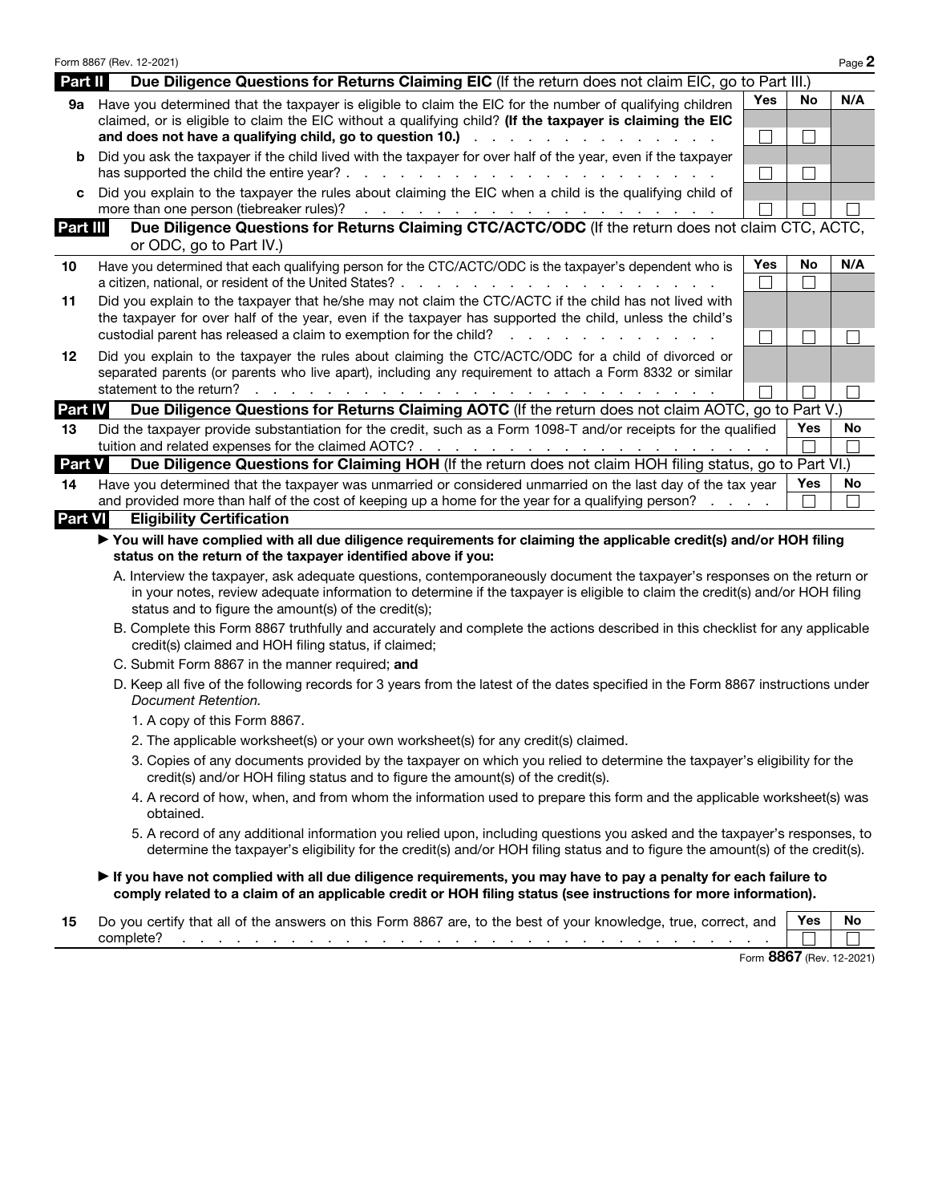## Part II Due Diligence Questions for Returns Claiming EIC (If the return does not claim EIC, go to Part III.)

| | | Yes | No | N/A |
|---|---|---|---|---|
| 9a | Have you determined that the taxpayer is eligible to claim the EIC for the number of qualifying children claimed, or is eligible to claim the EIC without a qualifying child? **(If the taxpayer is claiming the EIC and does not have a qualifying child, go to question 10.)** | ☐ | ☐ | |
| b | Did you ask the taxpayer if the child lived with the taxpayer for over half of the year, even if the taxpayer has supported the child the entire year? | ☐ | ☐ | |
| c | Did you explain to the taxpayer the rules about claiming the EIC when a child is the qualifying child of more than one person (tiebreaker rules)? | ☐ | ☐ | ☐ |

## Part III Due Diligence Questions for Returns Claiming CTC/ACTC/ODC (If the return does not claim CTC, ACTC, or ODC, go to Part IV.)

| | | Yes | No | N/A |
|---|---|---|---|---|
| 10 | Have you determined that each qualifying person for the CTC/ACTC/ODC is the taxpayer's dependent who is a citizen, national, or resident of the United States? | ☐ | ☐ | |
| 11 | Did you explain to the taxpayer that he/she may not claim the CTC/ACTC if the child has not lived with the taxpayer for over half of the year, even if the taxpayer has supported the child, unless the child's custodial parent has released a claim to exemption for the child? | ☐ | ☐ | ☐ |
| 12 | Did you explain to the taxpayer the rules about claiming the CTC/ACTC/ODC for a child of divorced or separated parents (or parents who live apart), including any requirement to attach a Form 8332 or similar statement to the return? | ☐ | ☐ | ☐ |

## Part IV Due Diligence Questions for Returns Claiming AOTC (If the return does not claim AOTC, go to Part V.)

| | | Yes | No |
|---|---|---|---|
| 13 | Did the taxpayer provide substantiation for the credit, such as a Form 1098-T and/or receipts for the qualified tuition and related expenses for the claimed AOTC? | ☐ | ☐ |

## Part V Due Diligence Questions for Claiming HOH (If the return does not claim HOH filing status, go to Part VI.)

| | | Yes | No |
|---|---|---|---|
| 14 | Have you determined that the taxpayer was unmarried or considered unmarried on the last day of the tax year and provided more than half of the cost of keeping up a home for the year for a qualifying person? | ☐ | ☐ |

## Part VI Eligibility Certification

► **You will have complied with all due diligence requirements for claiming the applicable credit(s) and/or HOH filing status on the return of the taxpayer identified above if you:**

A. Interview the taxpayer, ask adequate questions, contemporaneously document the taxpayer's responses on the return or in your notes, review adequate information to determine if the taxpayer is eligible to claim the credit(s) and/or HOH filing status and to figure the amount(s) of the credit(s);

B. Complete this Form 8867 truthfully and accurately and complete the actions described in this checklist for any applicable credit(s) claimed and HOH filing status, if claimed;

C. Submit Form 8867 in the manner required; **and**

D. Keep all five of the following records for 3 years from the latest of the dates specified in the Form 8867 instructions under *Document Retention*.

1. A copy of this Form 8867.
2. The applicable worksheet(s) or your own worksheet(s) for any credit(s) claimed.
3. Copies of any documents provided by the taxpayer on which you relied to determine the taxpayer's eligibility for the credit(s) and/or HOH filing status and to figure the amount(s) of the credit(s).
4. A record of how, when, and from whom the information used to prepare this form and the applicable worksheet(s) was obtained.
5. A record of any additional information you relied upon, including questions you asked and the taxpayer's responses, to determine the taxpayer's eligibility for the credit(s) and/or HOH filing status and to figure the amount(s) of the credit(s).

► **If you have not complied with all due diligence requirements, you may have to pay a penalty for each failure to comply related to a claim of an applicable credit or HOH filing status (see instructions for more information).**

| | | Yes | No |
|---|---|---|---|
| 15 | Do you certify that all of the answers on this Form 8867 are, to the best of your knowledge, true, correct, and complete? | ☐ | ☐ |